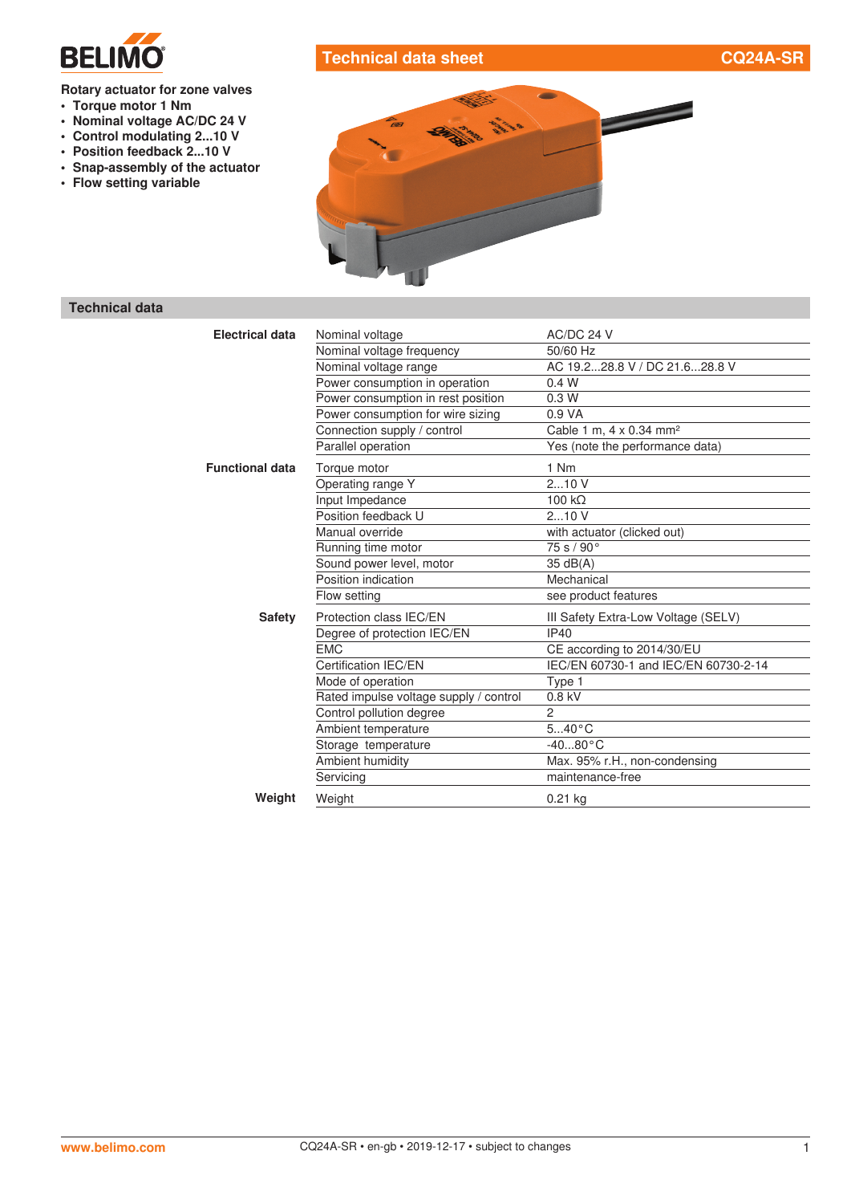# Technical data sheet CQ24A-SR

**Rotary actuator for zone valves**

- **Torque motor 1 Nm**
- **Nominal voltage AC/DC 24 V**
- **Control modulating 2...10 V**
- **Position feedback 2...10 V**
- **Snap-assembly of the actuator**
- **Flow setting variable**

## Technical data

| | | |
|---|---|---|
| **Electrical data** | Nominal voltage | AC/DC 24 V |
| | Nominal voltage frequency | 50/60 Hz |
| | Nominal voltage range | AC 19.2...28.8 V / DC 21.6...28.8 V |
| | Power consumption in operation | 0.4 W |
| | Power consumption in rest position | 0.3 W |
| | Power consumption for wire sizing | 0.9 VA |
| | Connection supply / control | Cable 1 m, 4 x 0.34 mm² |
| | Parallel operation | Yes (note the performance data) |
| **Functional data** | Torque motor | 1 Nm |
| | Operating range Y | 2...10 V |
| | Input Impedance | 100 kΩ |
| | Position feedback U | 2...10 V |
| | Manual override | with actuator (clicked out) |
| | Running time motor | 75 s / 90° |
| | Sound power level, motor | 35 dB(A) |
| | Position indication | Mechanical |
| | Flow setting | see product features |
| **Safety** | Protection class IEC/EN | III Safety Extra-Low Voltage (SELV) |
| | Degree of protection IEC/EN | IP40 |
| | EMC | CE according to 2014/30/EU |
| | Certification IEC/EN | IEC/EN 60730-1 and IEC/EN 60730-2-14 |
| | Mode of operation | Type 1 |
| | Rated impulse voltage supply / control | 0.8 kV |
| | Control pollution degree | 2 |
| | Ambient temperature | 5...40°C |
| | Storage temperature | -40...80°C |
| | Ambient humidity | Max. 95% r.H., non-condensing |
| | Servicing | maintenance-free |
| **Weight** | Weight | 0.21 kg |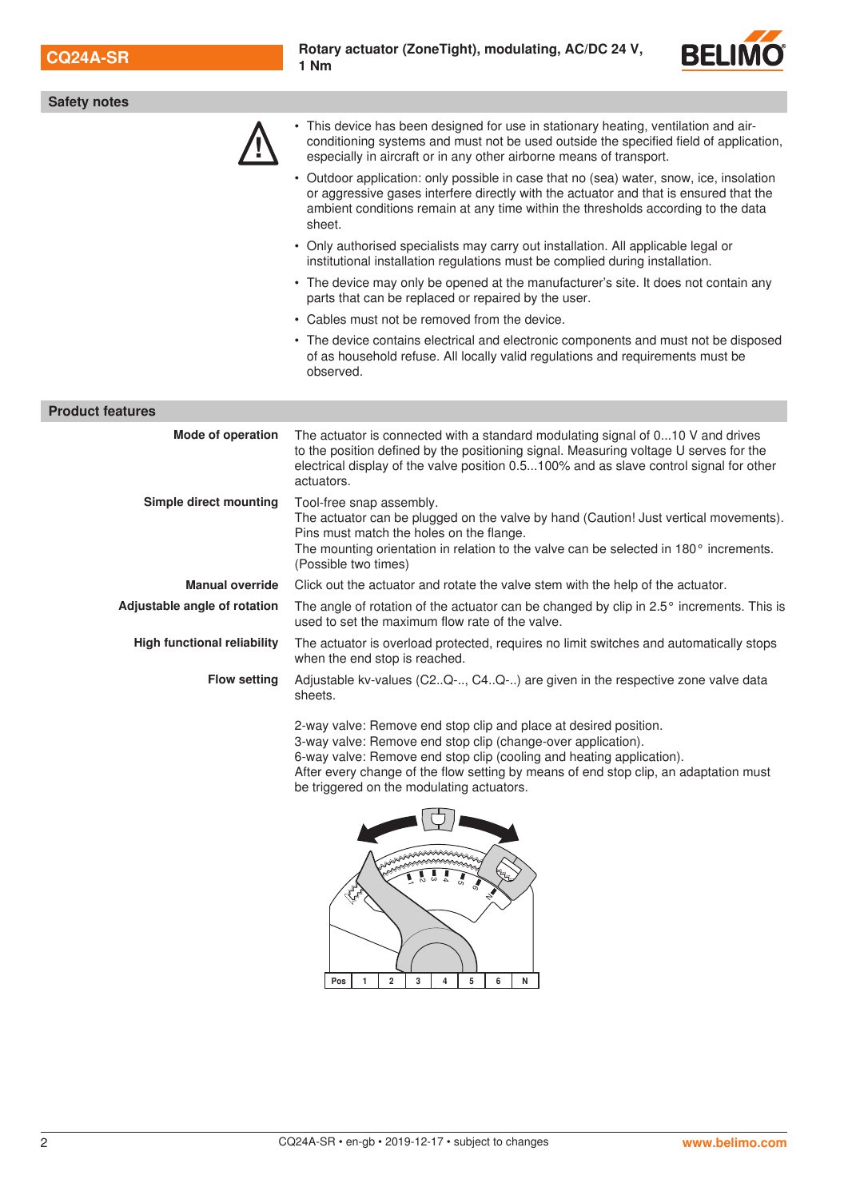## Safety notes

- This device has been designed for use in stationary heating, ventilation and air-conditioning systems and must not be used outside the specified field of application, especially in aircraft or in any other airborne means of transport.
- Outdoor application: only possible in case that no (sea) water, snow, ice, insolation or aggressive gases interfere directly with the actuator and that is ensured that the ambient conditions remain at any time within the thresholds according to the data sheet.
- Only authorised specialists may carry out installation. All applicable legal or institutional installation regulations must be complied during installation.
- The device may only be opened at the manufacturer's site. It does not contain any parts that can be replaced or repaired by the user.
- Cables must not be removed from the device.
- The device contains electrical and electronic components and must not be disposed of as household refuse. All locally valid regulations and requirements must be observed.

## Product features

**Mode of operation**

The actuator is connected with a standard modulating signal of 0...10 V and drives to the position defined by the positioning signal. Measuring voltage U serves for the electrical display of the valve position 0.5...100% and as slave control signal for other actuators.

**Simple direct mounting**

Tool-free snap assembly.
The actuator can be plugged on the valve by hand (Caution! Just vertical movements). Pins must match the holes on the flange.
The mounting orientation in relation to the valve can be selected in 180° increments. (Possible two times)

**Manual override**

Click out the actuator and rotate the valve stem with the help of the actuator.

**Adjustable angle of rotation**

The angle of rotation of the actuator can be changed by clip in 2.5° increments. This is used to set the maximum flow rate of the valve.

**High functional reliability**

The actuator is overload protected, requires no limit switches and automatically stops when the end stop is reached.

**Flow setting**

Adjustable kv-values (C2..Q-.., C4..Q-..) are given in the respective zone valve data sheets.

2-way valve: Remove end stop clip and place at desired position.
3-way valve: Remove end stop clip (change-over application).
6-way valve: Remove end stop clip (cooling and heating application).
After every change of the flow setting by means of end stop clip, an adaptation must be triggered on the modulating actuators.

| Pos | 1 | 2 | 3 | 4 | 5 | 6 | N |
|---|---|---|---|---|---|---|---|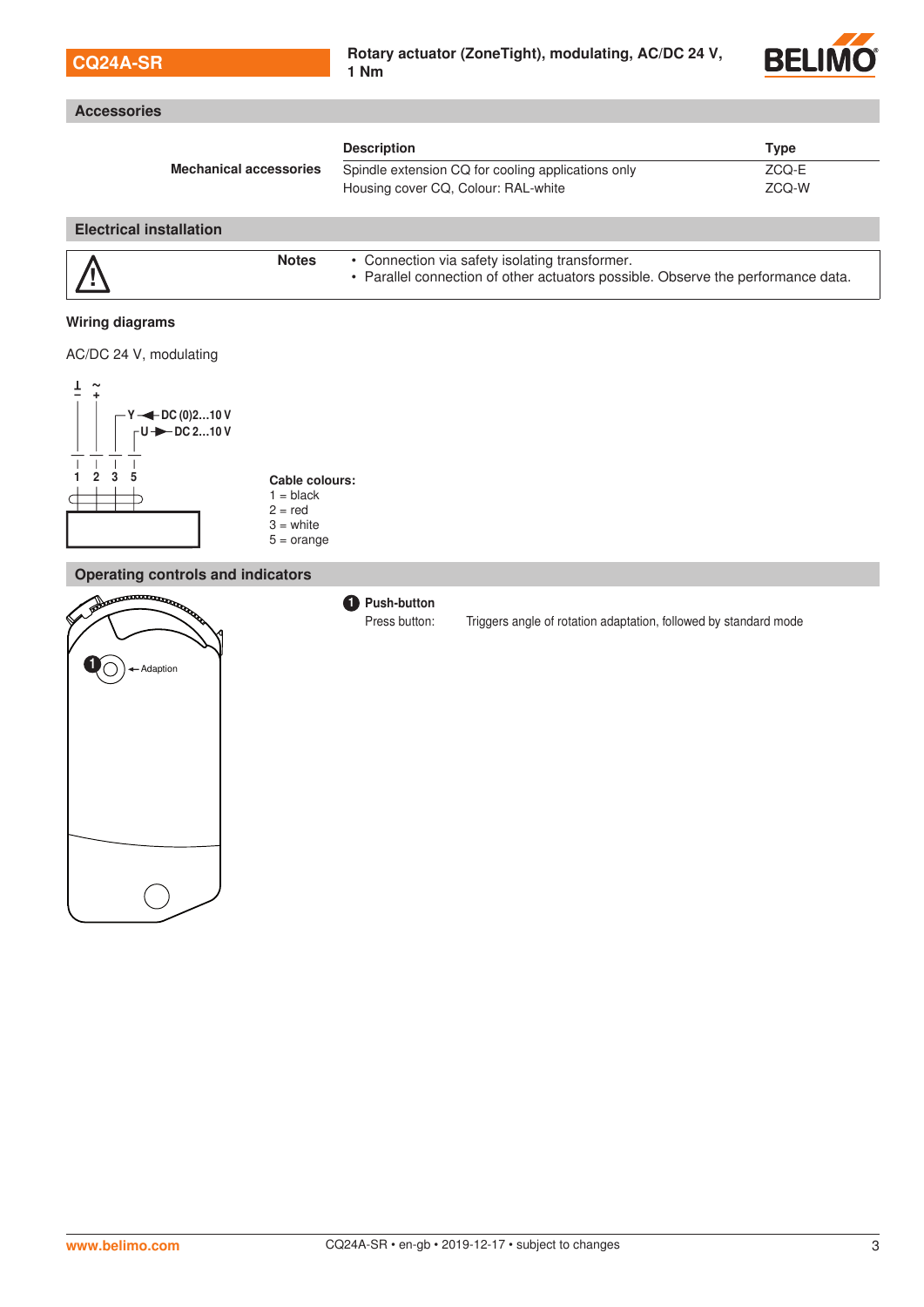## Accessories

| | Description | Type |
|---|---|---|
| **Mechanical accessories** | Spindle extension CQ for cooling applications only | ZCQ-E |
| | Housing cover CQ, Colour: RAL-white | ZCQ-W |

## Electrical installation

**Notes**

- Connection via safety isolating transformer.
- Parallel connection of other actuators possible. Observe the performance data.

### Wiring diagrams

AC/DC 24 V, modulating

⊥ – ~ +

Y ← DC (0)2...10 V

U → DC 2...10 V

1 2 3 5

**Cable colours:**
1 = black
2 = red
3 = white
5 = orange

## Operating controls and indicators

1 ← Adaption

**1 Push-button**

Press button: Triggers angle of rotation adaptation, followed by standard mode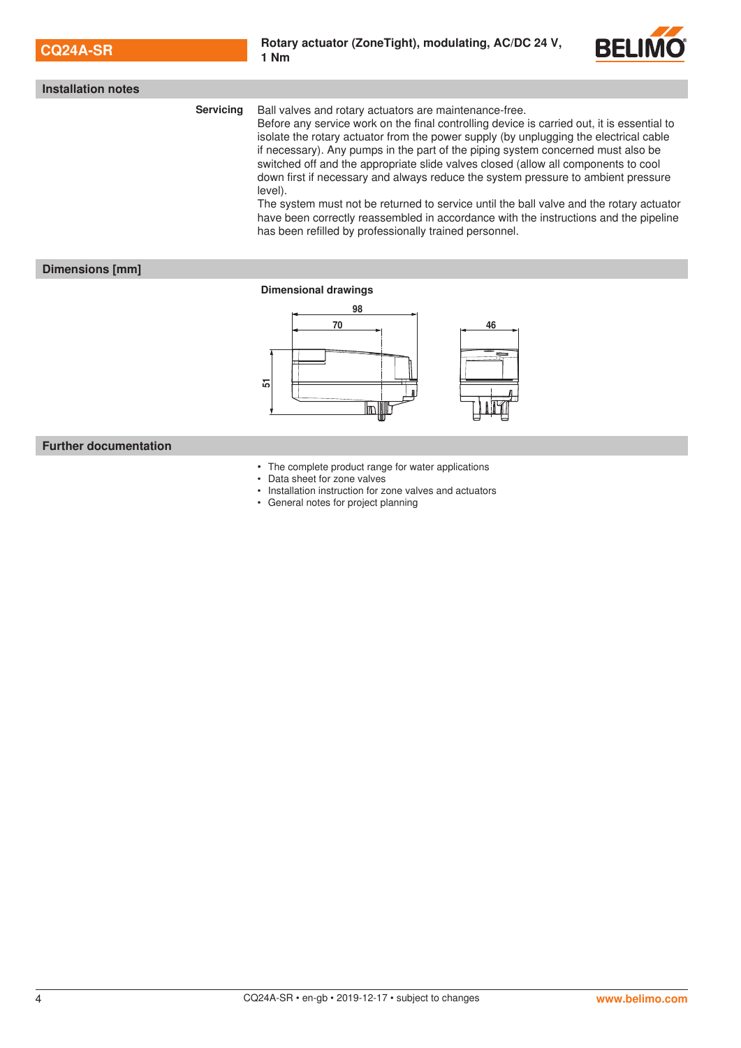## Installation notes

**Servicing**

Ball valves and rotary actuators are maintenance-free.
Before any service work on the final controlling device is carried out, it is essential to isolate the rotary actuator from the power supply (by unplugging the electrical cable if necessary). Any pumps in the part of the piping system concerned must also be switched off and the appropriate slide valves closed (allow all components to cool down first if necessary and always reduce the system pressure to ambient pressure level).
The system must not be returned to service until the ball valve and the rotary actuator have been correctly reassembled in accordance with the instructions and the pipeline has been refilled by professionally trained personnel.

## Dimensions [mm]

**Dimensional drawings**

98
70
51
46

## Further documentation

- The complete product range for water applications
- Data sheet for zone valves
- Installation instruction for zone valves and actuators
- General notes for project planning